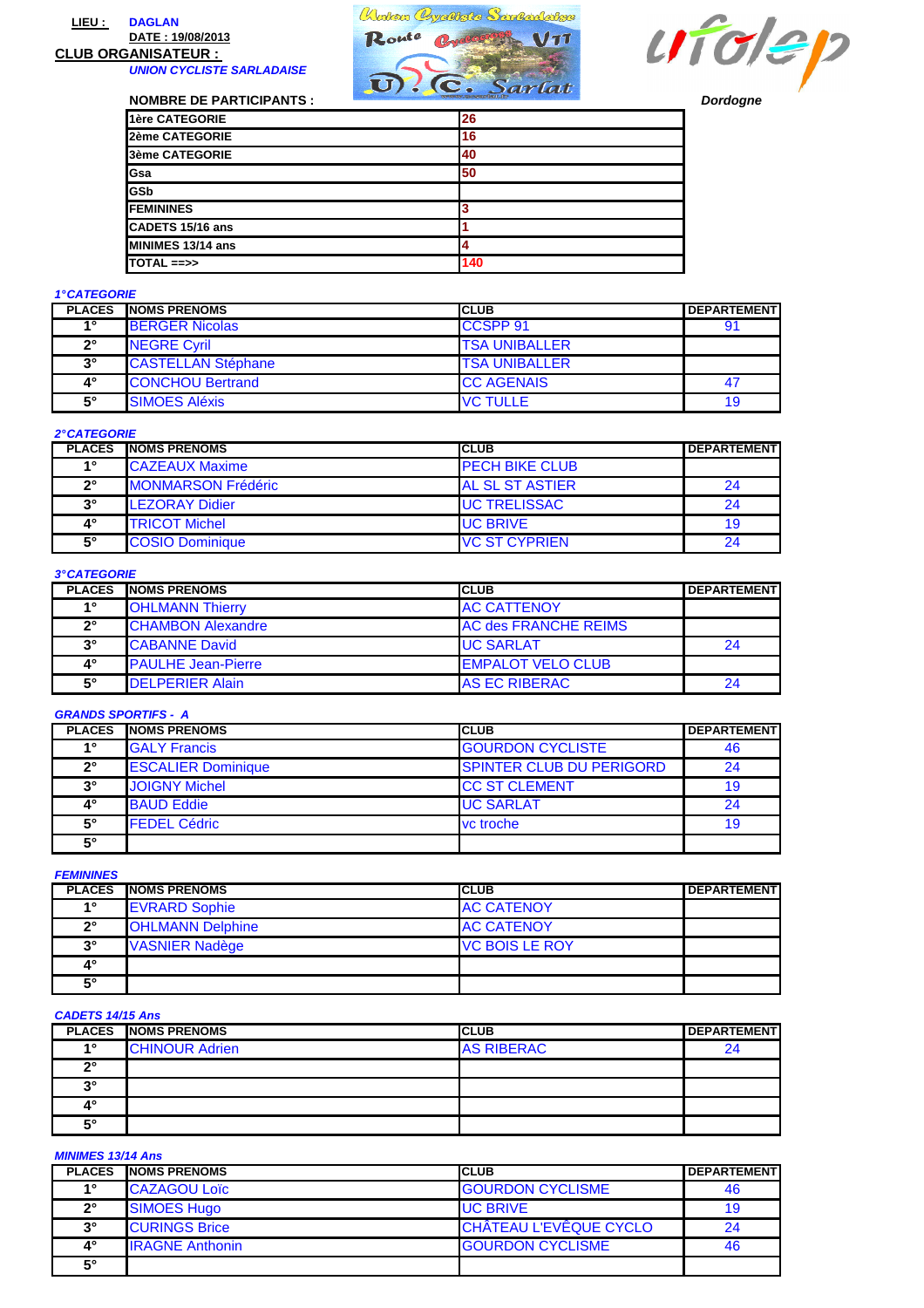**LIEU :** **DAGLAN**

**DATE : 19/08/2013**

**CLUB ORGANISATEUR :**

***UNION CYCLISTE SARLADAISE***

Union Cycliste Sarladaise
Route Cyclotourisme VTT
U.C. Sarlat

ufolep
*Dordogne*

**NOMBRE DE PARTICIPANTS :**

| | |
|---|---|
| 1ère CATEGORIE | 26 |
| 2ème CATEGORIE | 16 |
| 3ème CATEGORIE | 40 |
| Gsa | 50 |
| GSb | |
| FEMININES | 3 |
| CADETS 15/16 ans | 1 |
| MINIMES 13/14 ans | 4 |
| TOTAL ==>> | 140 |

***1°CATEGORIE***

| PLACES | NOMS PRENOMS | CLUB | DEPARTEMENT |
|---|---|---|---|
| 1° | BERGER Nicolas | CCSPP 91 | 91 |
| 2° | NEGRE Cyril | TSA UNIBALLER | |
| 3° | CASTELLAN Stéphane | TSA UNIBALLER | |
| 4° | CONCHOU Bertrand | CC AGENAIS | 47 |
| 5° | SIMOES Aléxis | VC TULLE | 19 |

***2°CATEGORIE***

| PLACES | NOMS PRENOMS | CLUB | DEPARTEMENT |
|---|---|---|---|
| 1° | CAZEAUX Maxime | PECH BIKE CLUB | |
| 2° | MONMARSON Frédéric | AL SL ST ASTIER | 24 |
| 3° | LEZORAY Didier | UC TRELISSAC | 24 |
| 4° | TRICOT Michel | UC BRIVE | 19 |
| 5° | COSIO Dominique | VC ST CYPRIEN | 24 |

***3°CATEGORIE***

| PLACES | NOMS PRENOMS | CLUB | DEPARTEMENT |
|---|---|---|---|
| 1° | OHLMANN Thierry | AC CATTENOY | |
| 2° | CHAMBON Alexandre | AC des FRANCHE REIMS | |
| 3° | CABANNE David | UC SARLAT | 24 |
| 4° | PAULHE Jean-Pierre | EMPALOT VELO CLUB | |
| 5° | DELPERIER Alain | AS EC RIBERAC | 24 |

***GRANDS SPORTIFS - A***

| PLACES | NOMS PRENOMS | CLUB | DEPARTEMENT |
|---|---|---|---|
| 1° | GALY Francis | GOURDON CYCLISTE | 46 |
| 2° | ESCALIER Dominique | SPINTER CLUB DU PERIGORD | 24 |
| 3° | JOIGNY Michel | CC ST CLEMENT | 19 |
| 4° | BAUD Eddie | UC SARLAT | 24 |
| 5° | FEDEL Cédric | vc troche | 19 |
| 5° | | | |

***FEMININES***

| PLACES | NOMS PRENOMS | CLUB | DEPARTEMENT |
|---|---|---|---|
| 1° | EVRARD Sophie | AC CATENOY | |
| 2° | OHLMANN Delphine | AC CATENOY | |
| 3° | VASNIER Nadège | VC BOIS LE ROY | |
| 4° | | | |
| 5° | | | |

***CADETS 14/15 Ans***

| PLACES | NOMS PRENOMS | CLUB | DEPARTEMENT |
|---|---|---|---|
| 1° | CHINOUR Adrien | AS RIBERAC | 24 |
| 2° | | | |
| 3° | | | |
| 4° | | | |
| 5° | | | |

***MINIMES 13/14 Ans***

| PLACES | NOMS PRENOMS | CLUB | DEPARTEMENT |
|---|---|---|---|
| 1° | CAZAGOU Loïc | GOURDON CYCLISME | 46 |
| 2° | SIMOES Hugo | UC BRIVE | 19 |
| 3° | CURINGS Brice | CHÂTEAU L'EVÊQUE CYCLO | 24 |
| 4° | IRAGNE Anthonin | GOURDON CYCLISME | 46 |
| 5° | | | |